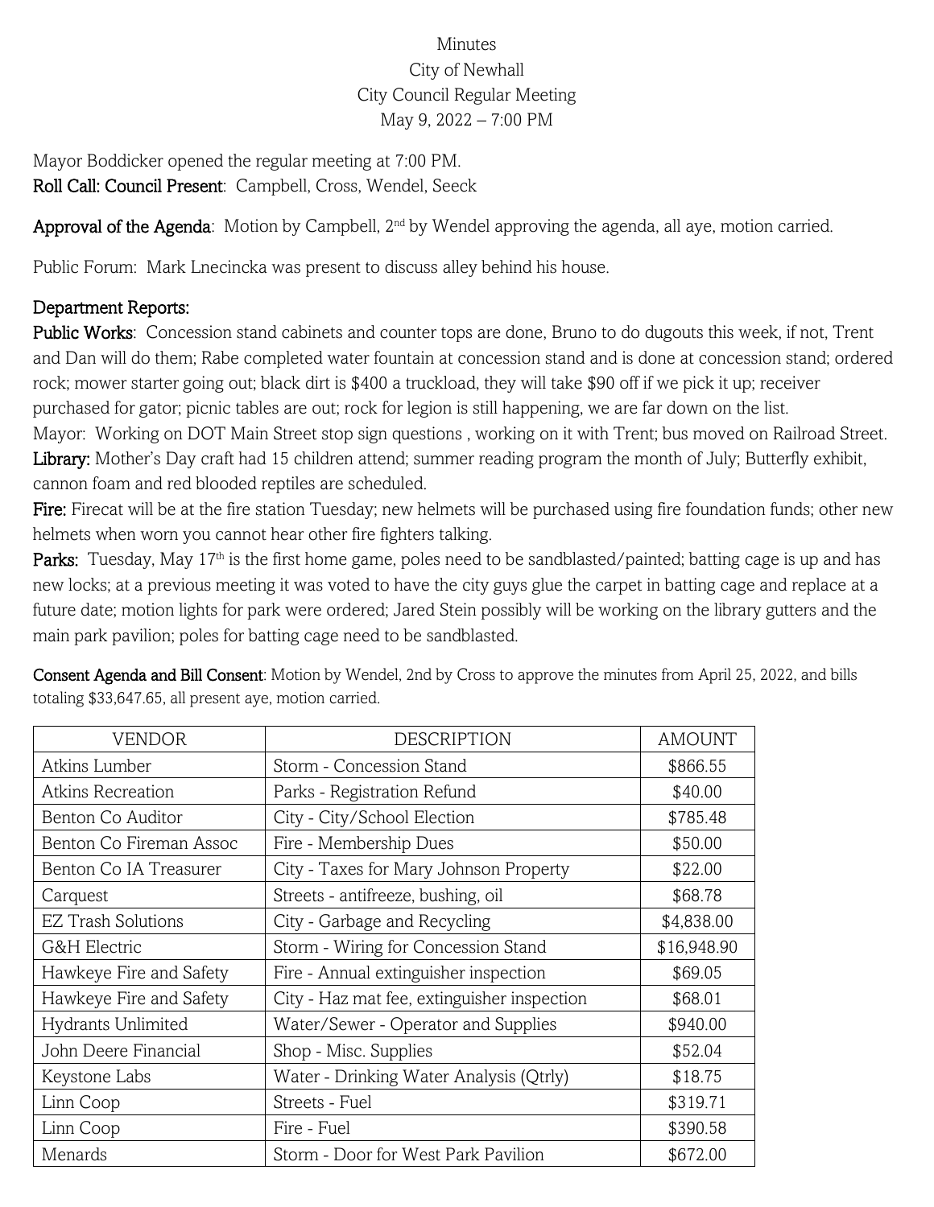Minutes
City of Newhall
City Council Regular Meeting
May 9, 2022 – 7:00 PM

Mayor Boddicker opened the regular meeting at 7:00 PM.
**Roll Call: Council Present**: Campbell, Cross, Wendel, Seeck

**Approval of the Agenda**: Motion by Campbell, 2nd by Wendel approving the agenda, all aye, motion carried.

Public Forum: Mark Lnecincka was present to discuss alley behind his house.

## Department Reports:

**Public Works**: Concession stand cabinets and counter tops are done, Bruno to do dugouts this week, if not, Trent and Dan will do them; Rabe completed water fountain at concession stand and is done at concession stand; ordered rock; mower starter going out; black dirt is $400 a truckload, they will take $90 off if we pick it up; receiver purchased for gator; picnic tables are out; rock for legion is still happening, we are far down on the list.
Mayor: Working on DOT Main Street stop sign questions , working on it with Trent; bus moved on Railroad Street.
**Library:** Mother's Day craft had 15 children attend; summer reading program the month of July; Butterfly exhibit, cannon foam and red blooded reptiles are scheduled.
**Fire:** Firecat will be at the fire station Tuesday; new helmets will be purchased using fire foundation funds; other new helmets when worn you cannot hear other fire fighters talking.
**Parks:** Tuesday, May 17th is the first home game, poles need to be sandblasted/painted; batting cage is up and has new locks; at a previous meeting it was voted to have the city guys glue the carpet in batting cage and replace at a future date; motion lights for park were ordered; Jared Stein possibly will be working on the library gutters and the main park pavilion; poles for batting cage need to be sandblasted.

**Consent Agenda and Bill Consent**: Motion by Wendel, 2nd by Cross to approve the minutes from April 25, 2022, and bills totaling $33,647.65, all present aye, motion carried.

| VENDOR | DESCRIPTION | AMOUNT |
|---|---|---|
| Atkins Lumber | Storm - Concession Stand | $866.55 |
| Atkins Recreation | Parks - Registration Refund | $40.00 |
| Benton Co Auditor | City - City/School Election | $785.48 |
| Benton Co Fireman Assoc | Fire - Membership Dues | $50.00 |
| Benton Co IA Treasurer | City - Taxes for Mary Johnson Property | $22.00 |
| Carquest | Streets - antifreeze, bushing, oil | $68.78 |
| EZ Trash Solutions | City - Garbage and Recycling | $4,838.00 |
| G&H Electric | Storm - Wiring for Concession Stand | $16,948.90 |
| Hawkeye Fire and Safety | Fire - Annual extinguisher inspection | $69.05 |
| Hawkeye Fire and Safety | City - Haz mat fee, extinguisher inspection | $68.01 |
| Hydrants Unlimited | Water/Sewer - Operator and Supplies | $940.00 |
| John Deere Financial | Shop - Misc. Supplies | $52.04 |
| Keystone Labs | Water - Drinking Water Analysis (Qtrly) | $18.75 |
| Linn Coop | Streets - Fuel | $319.71 |
| Linn Coop | Fire - Fuel | $390.58 |
| Menards | Storm - Door for West Park Pavilion | $672.00 |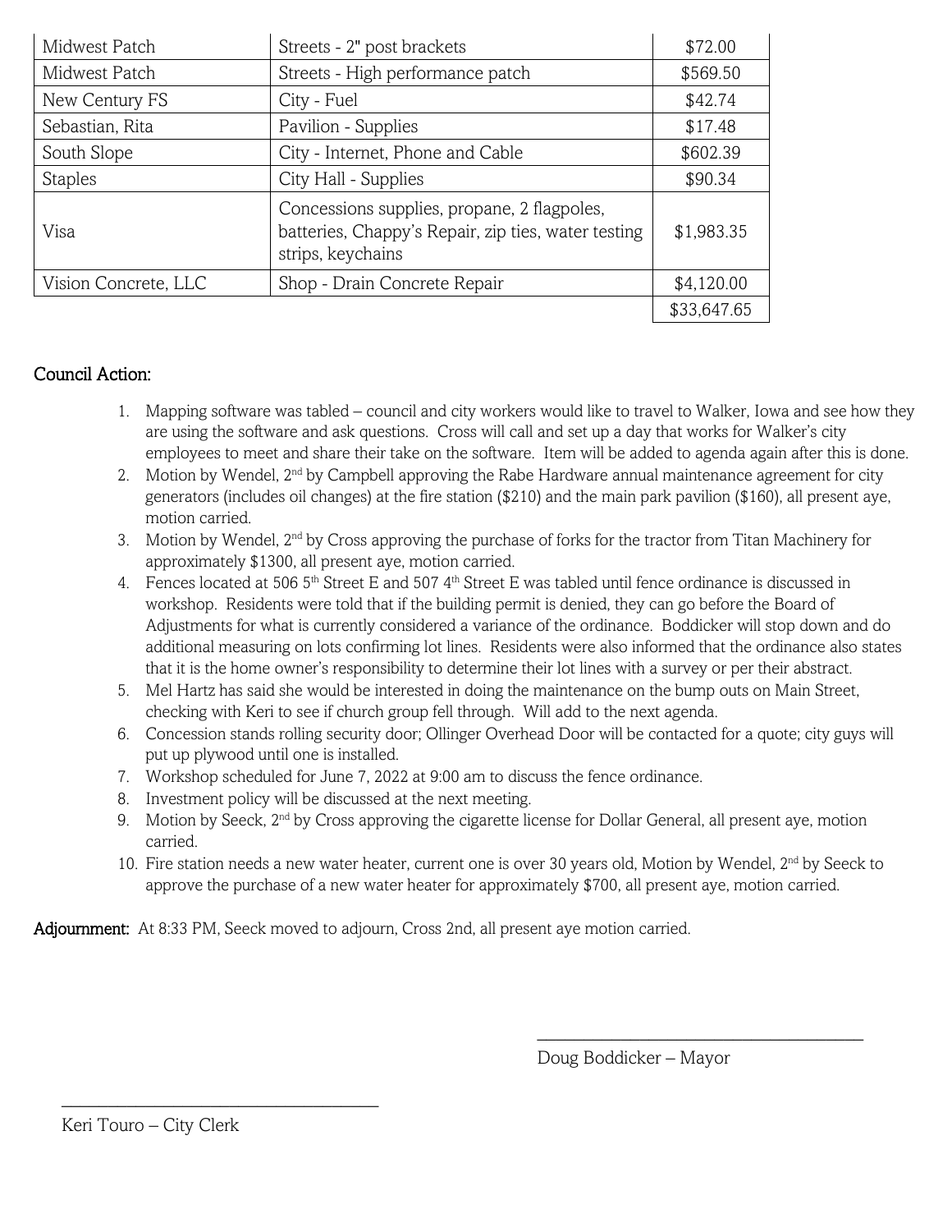| | | |
|---|---|---|
| Midwest Patch | Streets - 2" post brackets | $72.00 |
| Midwest Patch | Streets - High performance patch | $569.50 |
| New Century FS | City - Fuel | $42.74 |
| Sebastian, Rita | Pavilion - Supplies | $17.48 |
| South Slope | City - Internet, Phone and Cable | $602.39 |
| Staples | City Hall - Supplies | $90.34 |
| Visa | Concessions supplies, propane, 2 flagpoles, batteries, Chappy's Repair, zip ties, water testing strips, keychains | $1,983.35 |
| Vision Concrete, LLC | Shop - Drain Concrete Repair | $4,120.00 |
| | | $33,647.65 |

## Council Action:

1. Mapping software was tabled – council and city workers would like to travel to Walker, Iowa and see how they are using the software and ask questions. Cross will call and set up a day that works for Walker's city employees to meet and share their take on the software. Item will be added to agenda again after this is done.
2. Motion by Wendel, 2nd by Campbell approving the Rabe Hardware annual maintenance agreement for city generators (includes oil changes) at the fire station ($210) and the main park pavilion ($160), all present aye, motion carried.
3. Motion by Wendel, 2nd by Cross approving the purchase of forks for the tractor from Titan Machinery for approximately $1300, all present aye, motion carried.
4. Fences located at 506 5th Street E and 507 4th Street E was tabled until fence ordinance is discussed in workshop. Residents were told that if the building permit is denied, they can go before the Board of Adjustments for what is currently considered a variance of the ordinance. Boddicker will stop down and do additional measuring on lots confirming lot lines. Residents were also informed that the ordinance also states that it is the home owner's responsibility to determine their lot lines with a survey or per their abstract.
5. Mel Hartz has said she would be interested in doing the maintenance on the bump outs on Main Street, checking with Keri to see if church group fell through. Will add to the next agenda.
6. Concession stands rolling security door; Ollinger Overhead Door will be contacted for a quote; city guys will put up plywood until one is installed.
7. Workshop scheduled for June 7, 2022 at 9:00 am to discuss the fence ordinance.
8. Investment policy will be discussed at the next meeting.
9. Motion by Seeck, 2nd by Cross approving the cigarette license for Dollar General, all present aye, motion carried.
10. Fire station needs a new water heater, current one is over 30 years old, Motion by Wendel, 2nd by Seeck to approve the purchase of a new water heater for approximately $700, all present aye, motion carried.

**Adjournment:** At 8:33 PM, Seeck moved to adjourn, Cross 2nd, all present aye motion carried.

\_\_\_\_\_\_\_\_\_\_\_\_\_\_\_\_\_\_\_\_\_\_\_\_\_\_\_\_\_\_\_\_\_\_\_\_\_\_\_\_

Doug Boddicker – Mayor

\_\_\_\_\_\_\_\_\_\_\_\_\_\_\_\_\_\_\_\_\_\_\_\_\_\_\_\_\_\_\_\_\_\_\_\_\_\_\_\_

Keri Touro – City Clerk